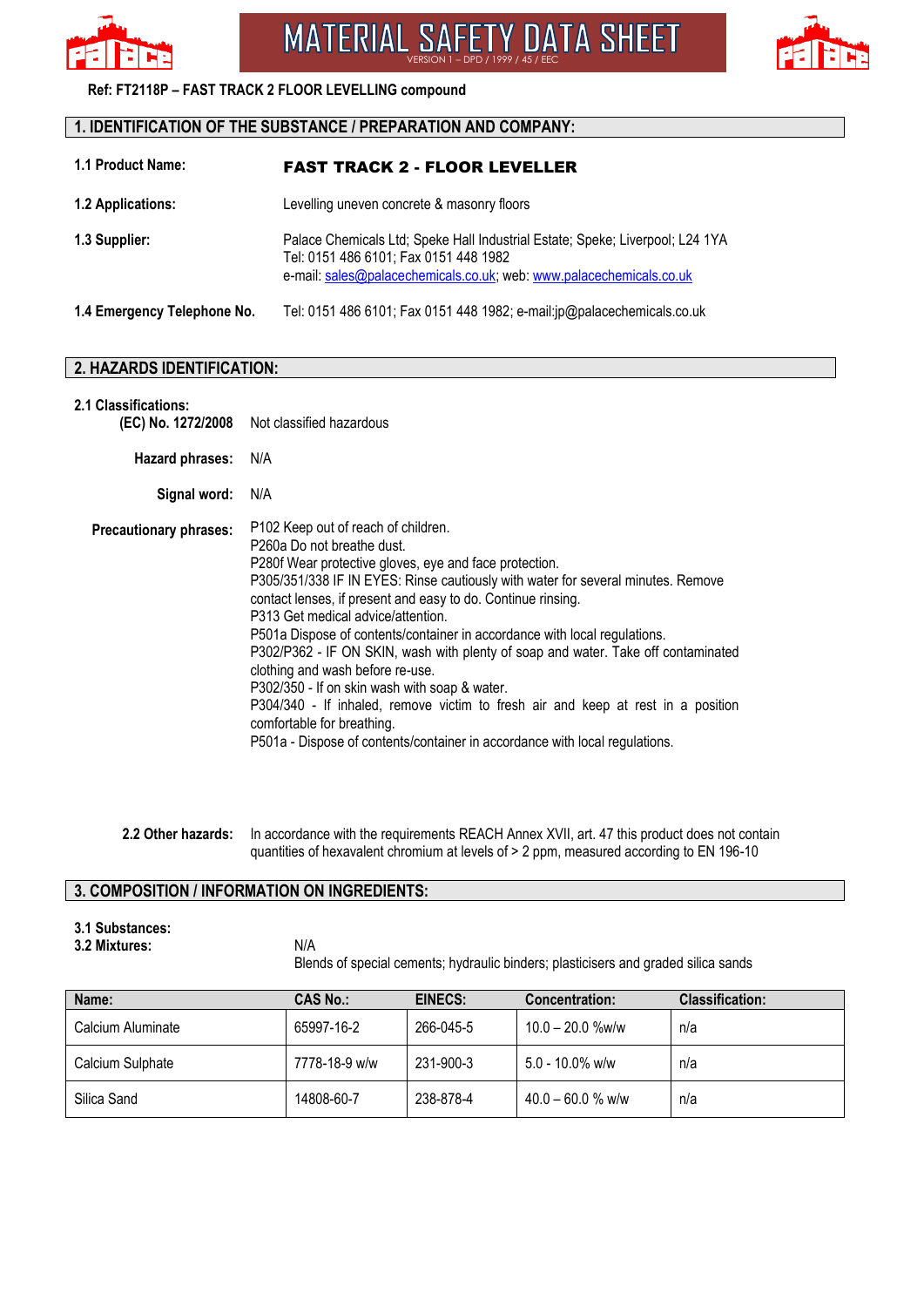# MATERIAL SAFETY DATA SHEET

VERSION 1 – DPD / 1999 / 45 / EEC

**Ref: FT2118P – FAST TRACK 2 FLOOR LEVELLING compound**

## 1. IDENTIFICATION OF THE SUBSTANCE / PREPARATION AND COMPANY:

**1.1 Product Name:** **FAST TRACK 2 - FLOOR LEVELLER**

**1.2 Applications:** Levelling uneven concrete & masonry floors

**1.3 Supplier:** Palace Chemicals Ltd; Speke Hall Industrial Estate; Speke; Liverpool; L24 1YA
Tel: 0151 486 6101; Fax 0151 448 1982
e-mail: sales@palacechemicals.co.uk; web: www.palacechemicals.co.uk

**1.4 Emergency Telephone No.** Tel: 0151 486 6101; Fax 0151 448 1982; e-mail:jp@palacechemicals.co.uk

## 2. HAZARDS IDENTIFICATION:

**2.1 Classifications:**

**(EC) No. 1272/2008** Not classified hazardous

**Hazard phrases:** N/A

**Signal word:** N/A

**Precautionary phrases:**
P102 Keep out of reach of children.
P260a Do not breathe dust.
P280f Wear protective gloves, eye and face protection.
P305/351/338 IF IN EYES: Rinse cautiously with water for several minutes. Remove contact lenses, if present and easy to do. Continue rinsing.
P313 Get medical advice/attention.
P501a Dispose of contents/container in accordance with local regulations.
P302/P362 - IF ON SKIN, wash with plenty of soap and water. Take off contaminated clothing and wash before re-use.
P302/350 - If on skin wash with soap & water.
P304/340 - If inhaled, remove victim to fresh air and keep at rest in a position comfortable for breathing.
P501a - Dispose of contents/container in accordance with local regulations.

**2.2 Other hazards:** In accordance with the requirements REACH Annex XVII, art. 47 this product does not contain quantities of hexavalent chromium at levels of > 2 ppm, measured according to EN 196-10

## 3. COMPOSITION / INFORMATION ON INGREDIENTS:

**3.1 Substances:** N/A

**3.2 Mixtures:** Blends of special cements; hydraulic binders; plasticisers and graded silica sands

| Name: | CAS No.: | EINECS: | Concentration: | Classification: |
|---|---|---|---|---|
| Calcium Aluminate | 65997-16-2 | 266-045-5 | 10.0 – 20.0 %w/w | n/a |
| Calcium Sulphate | 7778-18-9 w/w | 231-900-3 | 5.0 - 10.0% w/w | n/a |
| Silica Sand | 14808-60-7 | 238-878-4 | 40.0 – 60.0 % w/w | n/a |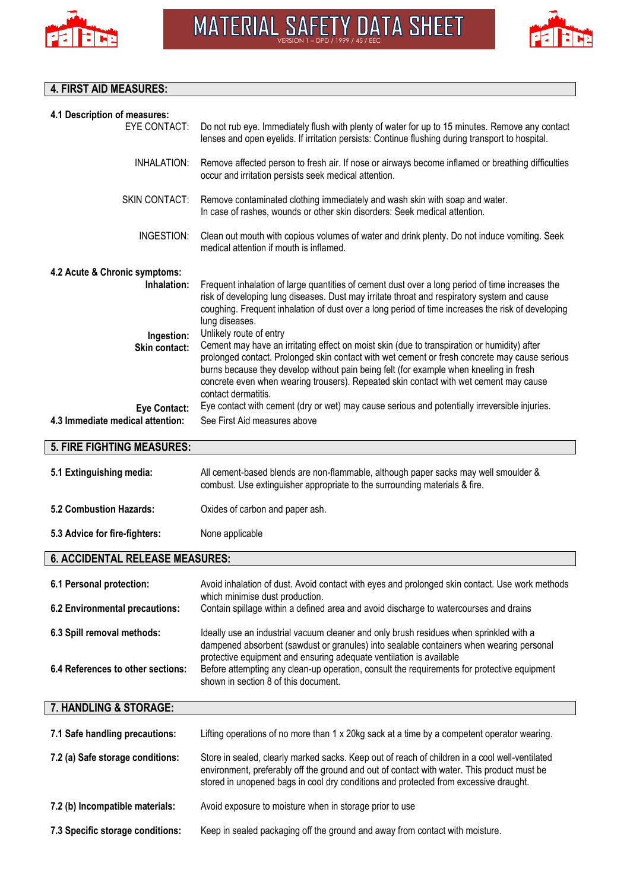## 4. FIRST AID MEASURES:

**4.1 Description of measures:**

| | |
|---|---|
| EYE CONTACT: | Do not rub eye. Immediately flush with plenty of water for up to 15 minutes. Remove any contact lenses and open eyelids. If irritation persists: Continue flushing during transport to hospital. |
| INHALATION: | Remove affected person to fresh air. If nose or airways become inflamed or breathing difficulties occur and irritation persists seek medical attention. |
| SKIN CONTACT: | Remove contaminated clothing immediately and wash skin with soap and water. In case of rashes, wounds or other skin disorders: Seek medical attention. |
| INGESTION: | Clean out mouth with copious volumes of water and drink plenty. Do not induce vomiting. Seek medical attention if mouth is inflamed. |

**4.2 Acute & Chronic symptoms:**

| | |
|---|---|
| **Inhalation:** | Frequent inhalation of large quantities of cement dust over a long period of time increases the risk of developing lung diseases. Dust may irritate throat and respiratory system and cause coughing. Frequent inhalation of dust over a long period of time increases the risk of developing lung diseases. |
| **Ingestion:** | Unlikely route of entry |
| **Skin contact:** | Cement may have an irritating effect on moist skin (due to transpiration or humidity) after prolonged contact. Prolonged skin contact with wet cement or fresh concrete may cause serious burns because they develop without pain being felt (for example when kneeling in fresh concrete even when wearing trousers). Repeated skin contact with wet cement may cause contact dermatitis. |
| **Eye Contact:** | Eye contact with cement (dry or wet) may cause serious and potentially irreversible injuries. |

**4.3 Immediate medical attention:** See First Aid measures above

## 5. FIRE FIGHTING MEASURES:

| | |
|---|---|
| **5.1 Extinguishing media:** | All cement-based blends are non-flammable, although paper sacks may well smoulder & combust. Use extinguisher appropriate to the surrounding materials & fire. |
| **5.2 Combustion Hazards:** | Oxides of carbon and paper ash. |
| **5.3 Advice for fire-fighters:** | None applicable |

## 6. ACCIDENTAL RELEASE MEASURES:

| | |
|---|---|
| **6.1 Personal protection:** | Avoid inhalation of dust. Avoid contact with eyes and prolonged skin contact. Use work methods which minimise dust production. |
| **6.2 Environmental precautions:** | Contain spillage within a defined area and avoid discharge to watercourses and drains |
| **6.3 Spill removal methods:** | Ideally use an industrial vacuum cleaner and only brush residues when sprinkled with a dampened absorbent (sawdust or granules) into sealable containers when wearing personal protective equipment and ensuring adequate ventilation is available |
| **6.4 References to other sections:** | Before attempting any clean-up operation, consult the requirements for protective equipment shown in section 8 of this document. |

## 7. HANDLING & STORAGE:

| | |
|---|---|
| **7.1 Safe handling precautions:** | Lifting operations of no more than 1 x 20kg sack at a time by a competent operator wearing. |
| **7.2 (a) Safe storage conditions:** | Store in sealed, clearly marked sacks. Keep out of reach of children in a cool well-ventilated environment, preferably off the ground and out of contact with water. This product must be stored in unopened bags in cool dry conditions and protected from excessive draught. |
| **7.2 (b) Incompatible materials:** | Avoid exposure to moisture when in storage prior to use |
| **7.3 Specific storage conditions:** | Keep in sealed packaging off the ground and away from contact with moisture. |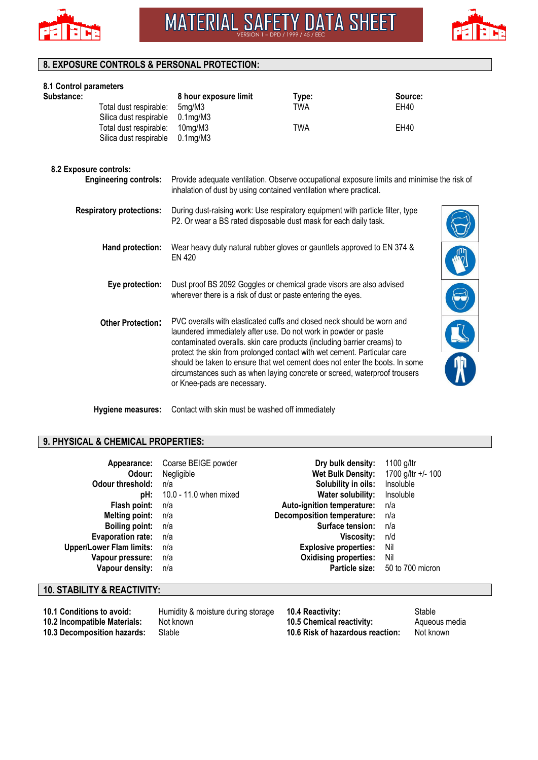## 8. EXPOSURE CONTROLS & PERSONAL PROTECTION:

### 8.1 Control parameters

| Substance: | 8 hour exposure limit | Type: | Source: |
|---|---|---|---|
| Total dust respirable: | 5mg/M3 | TWA | EH40 |
| Silica dust respirable | 0.1mg/M3 | | |
| Total dust respirable: | 10mg/M3 | TWA | EH40 |
| Silica dust respirable | 0.1mg/M3 | | |

### 8.2 Exposure controls:

**Engineering controls:** Provide adequate ventilation. Observe occupational exposure limits and minimise the risk of inhalation of dust by using contained ventilation where practical.

**Respiratory protections:** During dust-raising work: Use respiratory equipment with particle filter, type P2. Or wear a BS rated disposable dust mask for each daily task.

**Hand protection:** Wear heavy duty natural rubber gloves or gauntlets approved to EN 374 & EN 420

**Eye protection:** Dust proof BS 2092 Goggles or chemical grade visors are also advised wherever there is a risk of dust or paste entering the eyes.

**Other Protection:** PVC overalls with elasticated cuffs and closed neck should be worn and laundered immediately after use. Do not work in powder or paste contaminated overalls. skin care products (including barrier creams) to protect the skin from prolonged contact with wet cement. Particular care should be taken to ensure that wet cement does not enter the boots. In some circumstances such as when laying concrete or screed, waterproof trousers or Knee-pads are necessary.

**Hygiene measures:** Contact with skin must be washed off immediately

## 9. PHYSICAL & CHEMICAL PROPERTIES:

| Property | Value | Property | Value |
|---|---|---|---|
| **Appearance:** | Coarse BEIGE powder | **Dry bulk density:** | 1100 g/ltr |
| **Odour:** | Negligible | **Wet Bulk Density:** | 1700 g/ltr +/- 100 |
| **Odour threshold:** | n/a | **Solubility in oils:** | Insoluble |
| **pH:** | 10.0 - 11.0 when mixed | **Water solubility:** | Insoluble |
| **Flash point:** | n/a | **Auto-ignition temperature:** | n/a |
| **Melting point:** | n/a | **Decomposition temperature:** | n/a |
| **Boiling point:** | n/a | **Surface tension:** | n/a |
| **Evaporation rate:** | n/a | **Viscosity:** | n/d |
| **Upper/Lower Flam limits:** | n/a | **Explosive properties:** | Nil |
| **Vapour pressure:** | n/a | **Oxidising properties:** | Nil |
| **Vapour density:** | n/a | **Particle size:** | 50 to 700 micron |

## 10. STABILITY & REACTIVITY:

| | | | |
|---|---|---|---|
| **10.1 Conditions to avoid:** | Humidity & moisture during storage | **10.4 Reactivity:** | Stable |
| **10.2 Incompatible Materials:** | Not known | **10.5 Chemical reactivity:** | Aqueous media |
| **10.3 Decomposition hazards:** | Stable | **10.6 Risk of hazardous reaction:** | Not known |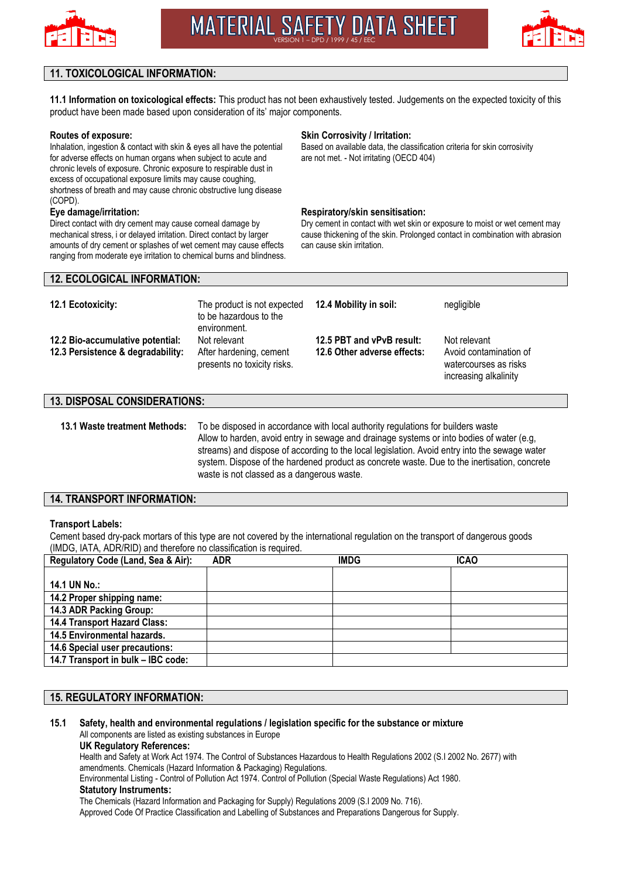## 11. TOXICOLOGICAL INFORMATION:

**11.1 Information on toxicological effects:** This product has not been exhaustively tested. Judgements on the expected toxicity of this product have been made based upon consideration of its' major components.

**Routes of exposure:**
Inhalation, ingestion & contact with skin & eyes all have the potential for adverse effects on human organs when subject to acute and chronic levels of exposure. Chronic exposure to respirable dust in excess of occupational exposure limits may cause coughing, shortness of breath and may cause chronic obstructive lung disease (COPD).

**Eye damage/irritation:**
Direct contact with dry cement may cause corneal damage by mechanical stress, i or delayed irritation. Direct contact by larger amounts of dry cement or splashes of wet cement may cause effects ranging from moderate eye irritation to chemical burns and blindness.

**Skin Corrosivity / Irritation:**
Based on available data, the classification criteria for skin corrosivity are not met. - Not irritating (OECD 404)

**Respiratory/skin sensitisation:**
Dry cement in contact with wet skin or exposure to moist or wet cement may cause thickening of the skin. Prolonged contact in combination with abrasion can cause skin irritation.

## 12. ECOLOGICAL INFORMATION:

**12.1 Ecotoxicity:** The product is not expected to be hazardous to the environment.

**12.2 Bio-accumulative potential:** Not relevant

**12.3 Persistence & degradability:** After hardening, cement presents no toxicity risks.

**12.4 Mobility in soil:** negligible

**12.5 PBT and vPvB result:** Not relevant

**12.6 Other adverse effects:** Avoid contamination of watercourses as risks increasing alkalinity

## 13. DISPOSAL CONSIDERATIONS:

**13.1 Waste treatment Methods:** To be disposed in accordance with local authority regulations for builders waste
Allow to harden, avoid entry in sewage and drainage systems or into bodies of water (e.g, streams) and dispose of according to the local legislation. Avoid entry into the sewage water system. Dispose of the hardened product as concrete waste. Due to the inertisation, concrete waste is not classed as a dangerous waste.

## 14. TRANSPORT INFORMATION:

**Transport Labels:**
Cement based dry-pack mortars of this type are not covered by the international regulation on the transport of dangerous goods (IMDG, IATA, ADR/RID) and therefore no classification is required.

| Regulatory Code (Land, Sea & Air): | ADR | IMDG | ICAO |
|---|---|---|---|
| 14.1 UN No.: | | | |
| 14.2 Proper shipping name: | | | |
| 14.3 ADR Packing Group: | | | |
| 14.4 Transport Hazard Class: | | | |
| 14.5 Environmental hazards. | | | |
| 14.6 Special user precautions: | | | |
| 14.7 Transport in bulk – IBC code: | | | |

## 15. REGULATORY INFORMATION:

**15.1 Safety, health and environmental regulations / legislation specific for the substance or mixture**
All components are listed as existing substances in Europe

**UK Regulatory References:**
Health and Safety at Work Act 1974. The Control of Substances Hazardous to Health Regulations 2002 (S.I 2002 No. 2677) with amendments. Chemicals (Hazard Information & Packaging) Regulations.
Environmental Listing - Control of Pollution Act 1974. Control of Pollution (Special Waste Regulations) Act 1980.

**Statutory Instruments:**
The Chemicals (Hazard Information and Packaging for Supply) Regulations 2009 (S.I 2009 No. 716).
Approved Code Of Practice Classification and Labelling of Substances and Preparations Dangerous for Supply.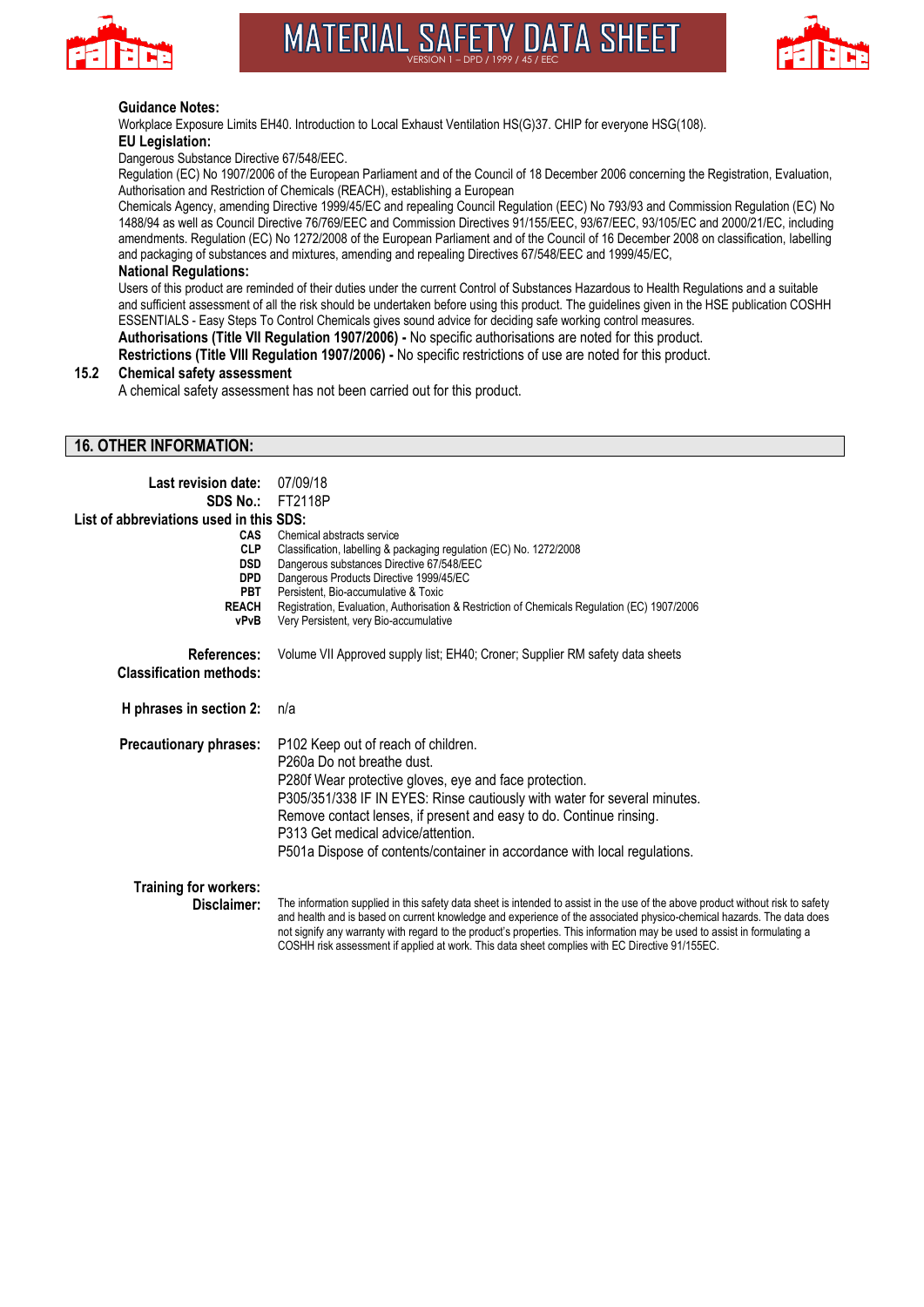**Guidance Notes:**

Workplace Exposure Limits EH40. Introduction to Local Exhaust Ventilation HS(G)37. CHIP for everyone HSG(108).

**EU Legislation:**

Dangerous Substance Directive 67/548/EEC.

Regulation (EC) No 1907/2006 of the European Parliament and of the Council of 18 December 2006 concerning the Registration, Evaluation, Authorisation and Restriction of Chemicals (REACH), establishing a European Chemicals Agency, amending Directive 1999/45/EC and repealing Council Regulation (EEC) No 793/93 and Commission Regulation (EC) No 1488/94 as well as Council Directive 76/769/EEC and Commission Directives 91/155/EEC, 93/67/EEC, 93/105/EC and 2000/21/EC, including amendments. Regulation (EC) No 1272/2008 of the European Parliament and of the Council of 16 December 2008 on classification, labelling and packaging of substances and mixtures, amending and repealing Directives 67/548/EEC and 1999/45/EC,

**National Regulations:**

Users of this product are reminded of their duties under the current Control of Substances Hazardous to Health Regulations and a suitable and sufficient assessment of all the risk should be undertaken before using this product. The guidelines given in the HSE publication COSHH ESSENTIALS - Easy Steps To Control Chemicals gives sound advice for deciding safe working control measures.

**Authorisations (Title VII Regulation 1907/2006) -** No specific authorisations are noted for this product.

**Restrictions (Title VIII Regulation 1907/2006) -** No specific restrictions of use are noted for this product.

### 15.2 Chemical safety assessment

A chemical safety assessment has not been carried out for this product.

## 16. OTHER INFORMATION:

**Last revision date:** 07/09/18

**SDS No.:** FT2118P

**List of abbreviations used in this SDS:**

- **CAS** Chemical abstracts service
- **CLP** Classification, labelling & packaging regulation (EC) No. 1272/2008
- **DSD** Dangerous substances Directive 67/548/EEC
- **DPD** Dangerous Products Directive 1999/45/EC
- **PBT** Persistent, Bio-accumulative & Toxic
- **REACH** Registration, Evaluation, Authorisation & Restriction of Chemicals Regulation (EC) 1907/2006
- **vPvB** Very Persistent, very Bio-accumulative

**References:** Volume VII Approved supply list; EH40; Croner; Supplier RM safety data sheets

**Classification methods:**

**H phrases in section 2:** n/a

**Precautionary phrases:**

P102 Keep out of reach of children.
P260a Do not breathe dust.
P280f Wear protective gloves, eye and face protection.
P305/351/338 IF IN EYES: Rinse cautiously with water for several minutes. Remove contact lenses, if present and easy to do. Continue rinsing.
P313 Get medical advice/attention.
P501a Dispose of contents/container in accordance with local regulations.

**Training for workers:**

**Disclaimer:** The information supplied in this safety data sheet is intended to assist in the use of the above product without risk to safety and health and is based on current knowledge and experience of the associated physico-chemical hazards. The data does not signify any warranty with regard to the product's properties. This information may be used to assist in formulating a COSHH risk assessment if applied at work. This data sheet complies with EC Directive 91/155EC.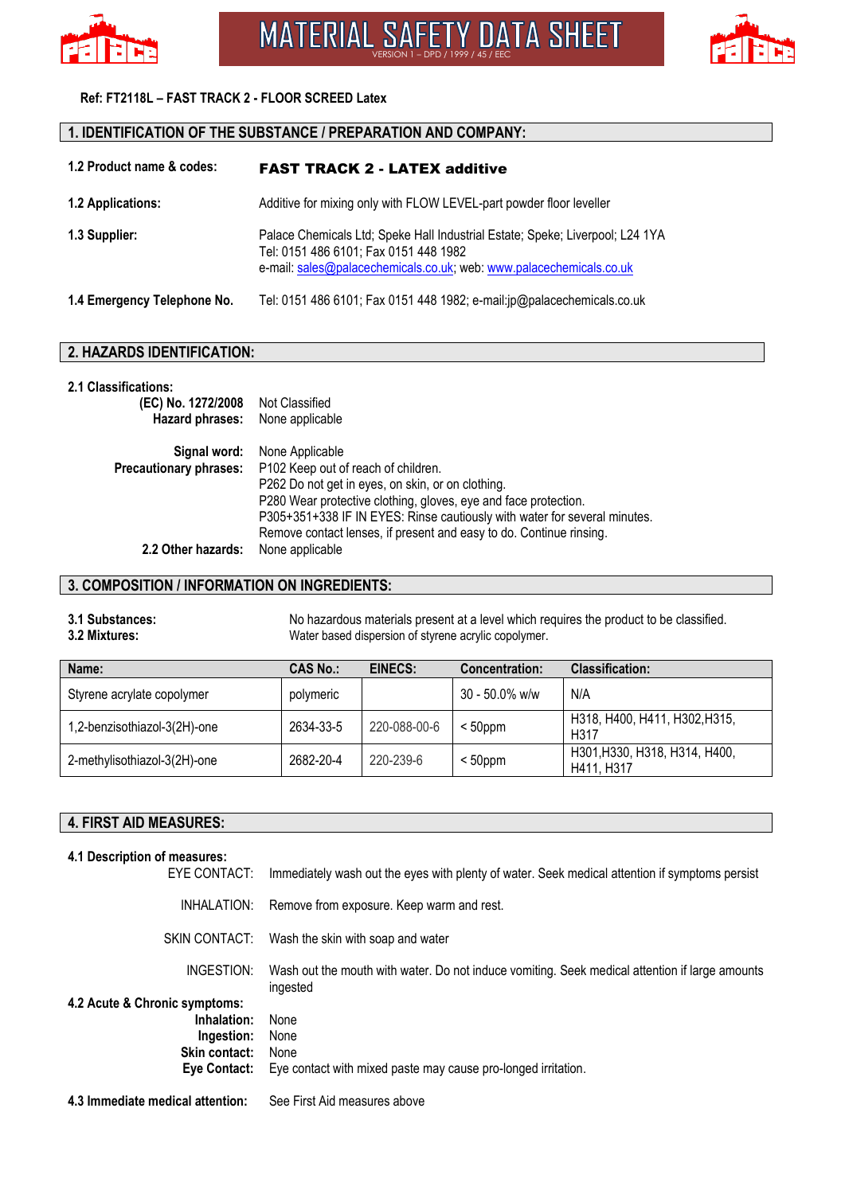# MATERIAL SAFETY DATA SHEET

VERSION 1 – DPD / 1999 / 45 / EEC

**Ref: FT2118L – FAST TRACK 2 - FLOOR SCREED Latex**

## 1. IDENTIFICATION OF THE SUBSTANCE / PREPARATION AND COMPANY:

**1.2 Product name & codes:** **FAST TRACK 2 - LATEX additive**

**1.2 Applications:** Additive for mixing only with FLOW LEVEL-part powder floor leveller

**1.3 Supplier:** Palace Chemicals Ltd; Speke Hall Industrial Estate; Speke; Liverpool; L24 1YA
Tel: 0151 486 6101; Fax 0151 448 1982
e-mail: sales@palacechemicals.co.uk; web: www.palacechemicals.co.uk

**1.4 Emergency Telephone No.** Tel: 0151 486 6101; Fax 0151 448 1982; e-mail:jp@palacechemicals.co.uk

## 2. HAZARDS IDENTIFICATION:

**2.1 Classifications:**

**(EC) No. 1272/2008** Not Classified
**Hazard phrases:** None applicable

**Signal word:** None Applicable
**Precautionary phrases:** P102 Keep out of reach of children.
P262 Do not get in eyes, on skin, or on clothing.
P280 Wear protective clothing, gloves, eye and face protection.
P305+351+338 IF IN EYES: Rinse cautiously with water for several minutes.
Remove contact lenses, if present and easy to do. Continue rinsing.
**2.2 Other hazards:** None applicable

## 3. COMPOSITION / INFORMATION ON INGREDIENTS:

**3.1 Substances:** No hazardous materials present at a level which requires the product to be classified.
**3.2 Mixtures:** Water based dispersion of styrene acrylic copolymer.

| Name: | CAS No.: | EINECS: | Concentration: | Classification: |
|---|---|---|---|---|
| Styrene acrylate copolymer | polymeric | | 30 - 50.0% w/w | N/A |
| 1,2-benzisothiazol-3(2H)-one | 2634-33-5 | 220-088-00-6 | < 50ppm | H318, H400, H411, H302,H315, H317 |
| 2-methylisothiazol-3(2H)-one | 2682-20-4 | 220-239-6 | < 50ppm | H301,H330, H318, H314, H400, H411, H317 |

## 4. FIRST AID MEASURES:

**4.1 Description of measures:**

EYE CONTACT: Immediately wash out the eyes with plenty of water. Seek medical attention if symptoms persist

INHALATION: Remove from exposure. Keep warm and rest.

SKIN CONTACT: Wash the skin with soap and water

INGESTION: Wash out the mouth with water. Do not induce vomiting. Seek medical attention if large amounts ingested

**4.2 Acute & Chronic symptoms:**

**Inhalation:** None
**Ingestion:** None
**Skin contact:** None
**Eye Contact:** Eye contact with mixed paste may cause pro-longed irritation.

**4.3 Immediate medical attention:** See First Aid measures above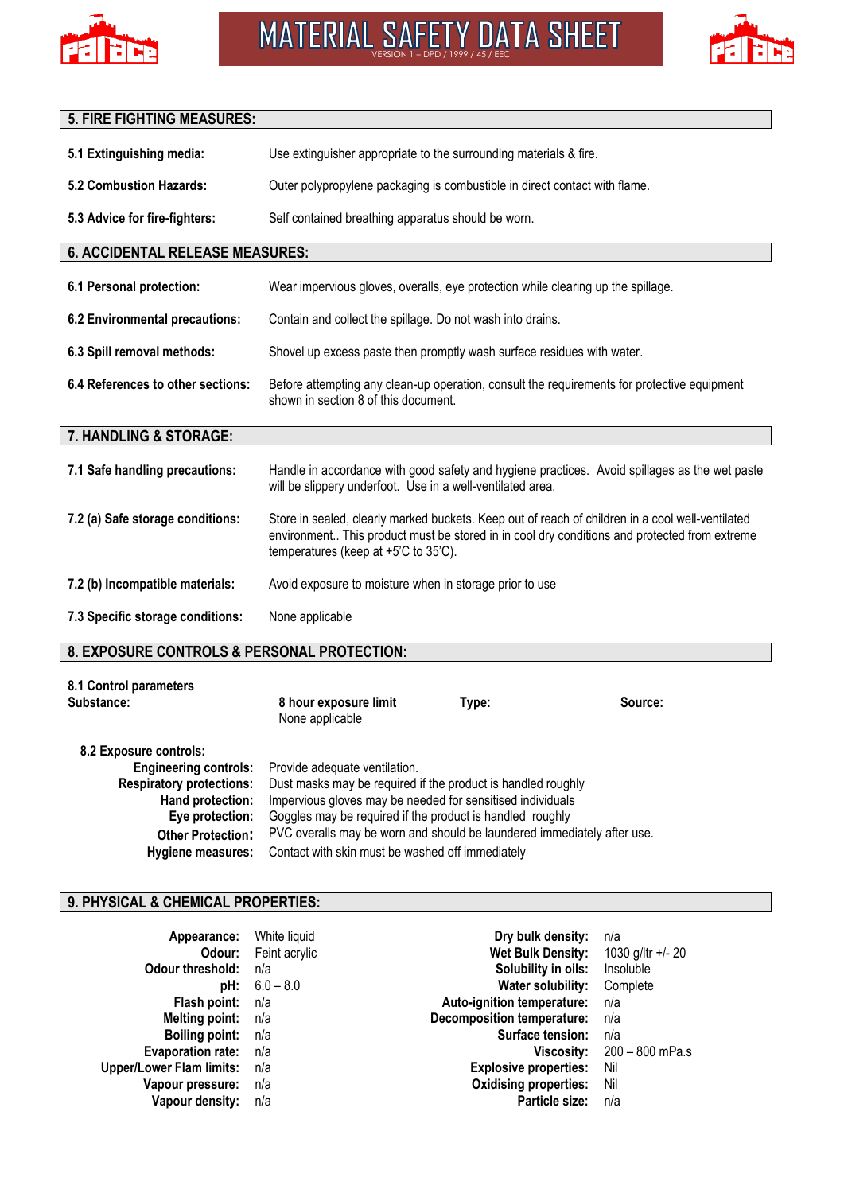## 5. FIRE FIGHTING MEASURES:

**5.1 Extinguishing media:** Use extinguisher appropriate to the surrounding materials & fire.

**5.2 Combustion Hazards:** Outer polypropylene packaging is combustible in direct contact with flame.

**5.3 Advice for fire-fighters:** Self contained breathing apparatus should be worn.

## 6. ACCIDENTAL RELEASE MEASURES:

**6.1 Personal protection:** Wear impervious gloves, overalls, eye protection while clearing up the spillage.

**6.2 Environmental precautions:** Contain and collect the spillage. Do not wash into drains.

**6.3 Spill removal methods:** Shovel up excess paste then promptly wash surface residues with water.

**6.4 References to other sections:** Before attempting any clean-up operation, consult the requirements for protective equipment shown in section 8 of this document.

## 7. HANDLING & STORAGE:

**7.1 Safe handling precautions:** Handle in accordance with good safety and hygiene practices. Avoid spillages as the wet paste will be slippery underfoot. Use in a well-ventilated area.

**7.2 (a) Safe storage conditions:** Store in sealed, clearly marked buckets. Keep out of reach of children in a cool well-ventilated environment.. This product must be stored in in cool dry conditions and protected from extreme temperatures (keep at +5'C to 35'C).

**7.2 (b) Incompatible materials:** Avoid exposure to moisture when in storage prior to use

**7.3 Specific storage conditions:** None applicable

## 8. EXPOSURE CONTROLS & PERSONAL PROTECTION:

**8.1 Control parameters**

| Substance: | 8 hour exposure limit | Type: | Source: |
|---|---|---|---|
| | None applicable | | |

**8.2 Exposure controls:**

**Engineering controls:** Provide adequate ventilation.
**Respiratory protections:** Dust masks may be required if the product is handled roughly
**Hand protection:** Impervious gloves may be needed for sensitised individuals
**Eye protection:** Goggles may be required if the product is handled roughly
**Other Protection:** PVC overalls may be worn and should be laundered immediately after use.
**Hygiene measures:** Contact with skin must be washed off immediately

## 9. PHYSICAL & CHEMICAL PROPERTIES:

| Property | Value | Property | Value |
|---|---|---|---|
| **Appearance:** | White liquid | **Dry bulk density:** | n/a |
| **Odour:** | Feint acrylic | **Wet Bulk Density:** | 1030 g/ltr +/- 20 |
| **Odour threshold:** | n/a | **Solubility in oils:** | Insoluble |
| **pH:** | 6.0 – 8.0 | **Water solubility:** | Complete |
| **Flash point:** | n/a | **Auto-ignition temperature:** | n/a |
| **Melting point:** | n/a | **Decomposition temperature:** | n/a |
| **Boiling point:** | n/a | **Surface tension:** | n/a |
| **Evaporation rate:** | n/a | **Viscosity:** | 200 – 800 mPa.s |
| **Upper/Lower Flam limits:** | n/a | **Explosive properties:** | Nil |
| **Vapour pressure:** | n/a | **Oxidising properties:** | Nil |
| **Vapour density:** | n/a | **Particle size:** | n/a |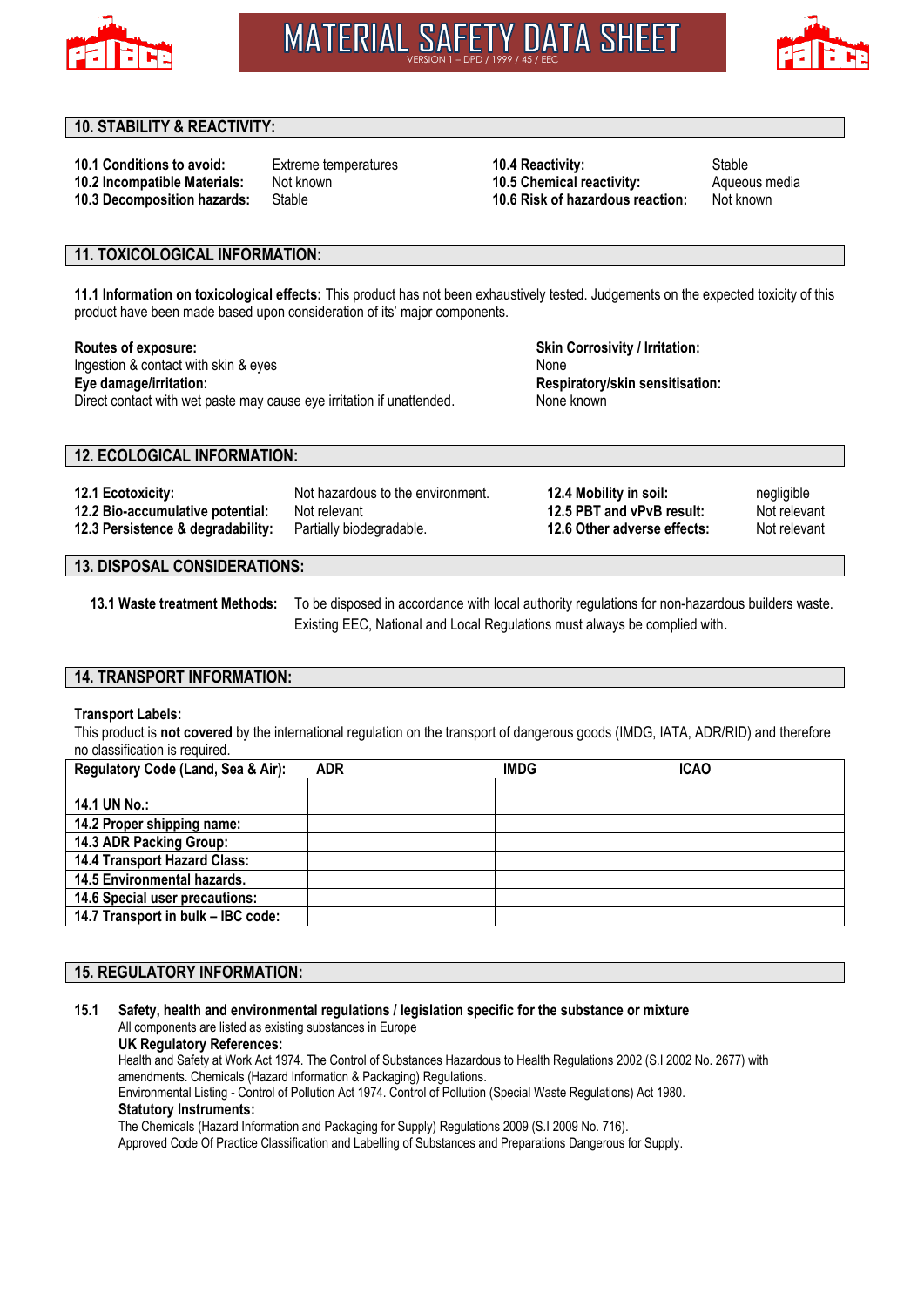## 10. STABILITY & REACTIVITY:

| | | | |
|---|---|---|---|
| **10.1 Conditions to avoid:** | Extreme temperatures | **10.4 Reactivity:** | Stable |
| **10.2 Incompatible Materials:** | Not known | **10.5 Chemical reactivity:** | Aqueous media |
| **10.3 Decomposition hazards:** | Stable | **10.6 Risk of hazardous reaction:** | Not known |

## 11. TOXICOLOGICAL INFORMATION:

**11.1 Information on toxicological effects:** This product has not been exhaustively tested. Judgements on the expected toxicity of this product have been made based upon consideration of its' major components.

**Routes of exposure:**
Ingestion & contact with skin & eyes

**Eye damage/irritation:**
Direct contact with wet paste may cause eye irritation if unattended.

**Skin Corrosivity / Irritation:**
None

**Respiratory/skin sensitisation:**
None known

## 12. ECOLOGICAL INFORMATION:

| | | | |
|---|---|---|---|
| **12.1 Ecotoxicity:** | Not hazardous to the environment. | **12.4 Mobility in soil:** | negligible |
| **12.2 Bio-accumulative potential:** | Not relevant | **12.5 PBT and vPvB result:** | Not relevant |
| **12.3 Persistence & degradability:** | Partially biodegradable. | **12.6 Other adverse effects:** | Not relevant |

## 13. DISPOSAL CONSIDERATIONS:

**13.1 Waste treatment Methods:** To be disposed in accordance with local authority regulations for non-hazardous builders waste. Existing EEC, National and Local Regulations must always be complied with.

## 14. TRANSPORT INFORMATION:

**Transport Labels:**
This product is **not covered** by the international regulation on the transport of dangerous goods (IMDG, IATA, ADR/RID) and therefore no classification is required.

| Regulatory Code (Land, Sea & Air): | ADR | IMDG | ICAO |
|---|---|---|---|
| **14.1 UN No.:** | | | |
| **14.2 Proper shipping name:** | | | |
| **14.3 ADR Packing Group:** | | | |
| **14.4 Transport Hazard Class:** | | | |
| **14.5 Environmental hazards.** | | | |
| **14.6 Special user precautions:** | | | |
| **14.7 Transport in bulk – IBC code:** | | | |

## 15. REGULATORY INFORMATION:

**15.1 Safety, health and environmental regulations / legislation specific for the substance or mixture**

All components are listed as existing substances in Europe

**UK Regulatory References:**

Health and Safety at Work Act 1974. The Control of Substances Hazardous to Health Regulations 2002 (S.I 2002 No. 2677) with amendments. Chemicals (Hazard Information & Packaging) Regulations.

Environmental Listing - Control of Pollution Act 1974. Control of Pollution (Special Waste Regulations) Act 1980.

**Statutory Instruments:**

The Chemicals (Hazard Information and Packaging for Supply) Regulations 2009 (S.I 2009 No. 716).

Approved Code Of Practice Classification and Labelling of Substances and Preparations Dangerous for Supply.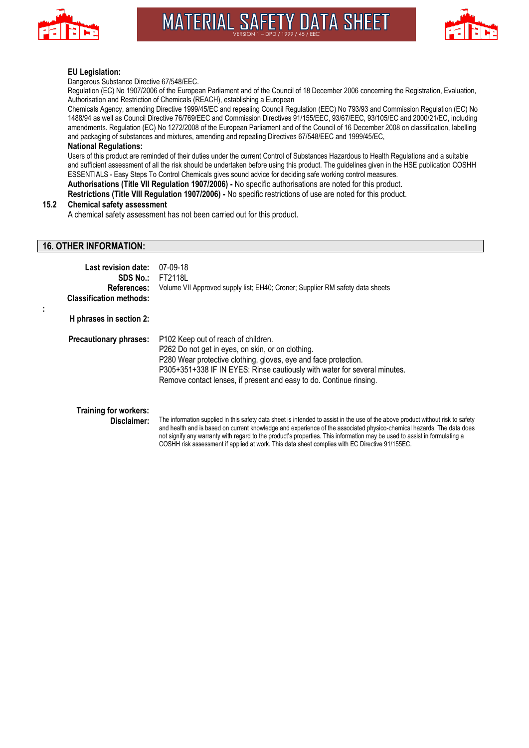**EU Legislation:**

Dangerous Substance Directive 67/548/EEC.

Regulation (EC) No 1907/2006 of the European Parliament and of the Council of 18 December 2006 concerning the Registration, Evaluation, Authorisation and Restriction of Chemicals (REACH), establishing a European

Chemicals Agency, amending Directive 1999/45/EC and repealing Council Regulation (EEC) No 793/93 and Commission Regulation (EC) No 1488/94 as well as Council Directive 76/769/EEC and Commission Directives 91/155/EEC, 93/67/EEC, 93/105/EC and 2000/21/EC, including amendments. Regulation (EC) No 1272/2008 of the European Parliament and of the Council of 16 December 2008 on classification, labelling and packaging of substances and mixtures, amending and repealing Directives 67/548/EEC and 1999/45/EC,

**National Regulations:**

Users of this product are reminded of their duties under the current Control of Substances Hazardous to Health Regulations and a suitable and sufficient assessment of all the risk should be undertaken before using this product. The guidelines given in the HSE publication COSHH ESSENTIALS - Easy Steps To Control Chemicals gives sound advice for deciding safe working control measures.

**Authorisations (Title VII Regulation 1907/2006) -** No specific authorisations are noted for this product.

**Restrictions (Title VIII Regulation 1907/2006) -** No specific restrictions of use are noted for this product.

**15.2 Chemical safety assessment**

A chemical safety assessment has not been carried out for this product.

## 16. OTHER INFORMATION:

**Last revision date:** 07-09-18

**SDS No.:** FT2118L

**References:** Volume VII Approved supply list; EH40; Croner; Supplier RM safety data sheets

**Classification methods:**

:

**H phrases in section 2:**

**Precautionary phrases:**

P102 Keep out of reach of children.
P262 Do not get in eyes, on skin, or on clothing.
P280 Wear protective clothing, gloves, eye and face protection.
P305+351+338 IF IN EYES: Rinse cautiously with water for several minutes.
Remove contact lenses, if present and easy to do. Continue rinsing.

**Training for workers:**

**Disclaimer:** The information supplied in this safety data sheet is intended to assist in the use of the above product without risk to safety and health and is based on current knowledge and experience of the associated physico-chemical hazards. The data does not signify any warranty with regard to the product's properties. This information may be used to assist in formulating a COSHH risk assessment if applied at work. This data sheet complies with EC Directive 91/155EC.